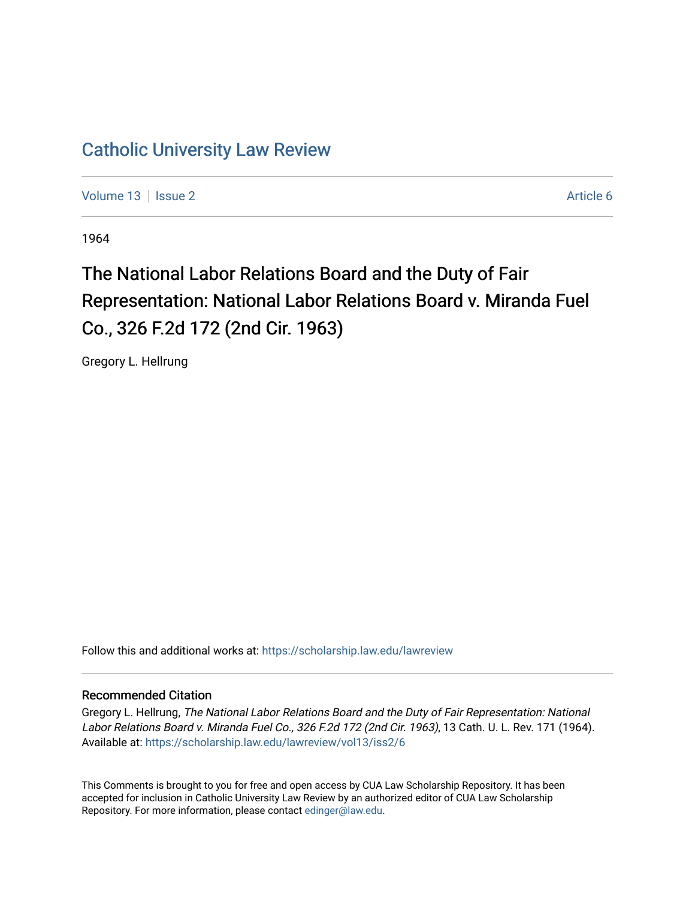# Catholic University Law Review

Volume 13 | Issue 2 Article 6

1964

## The National Labor Relations Board and the Duty of Fair Representation: National Labor Relations Board v. Miranda Fuel Co., 326 F.2d 172 (2nd Cir. 1963)

Gregory L. Hellrung

Follow this and additional works at: https://scholarship.law.edu/lawreview

### Recommended Citation

Gregory L. Hellrung, *The National Labor Relations Board and the Duty of Fair Representation: National Labor Relations Board v. Miranda Fuel Co., 326 F.2d 172 (2nd Cir. 1963)*, 13 Cath. U. L. Rev. 171 (1964). Available at: https://scholarship.law.edu/lawreview/vol13/iss2/6

This Comments is brought to you for free and open access by CUA Law Scholarship Repository. It has been accepted for inclusion in Catholic University Law Review by an authorized editor of CUA Law Scholarship Repository. For more information, please contact edinger@law.edu.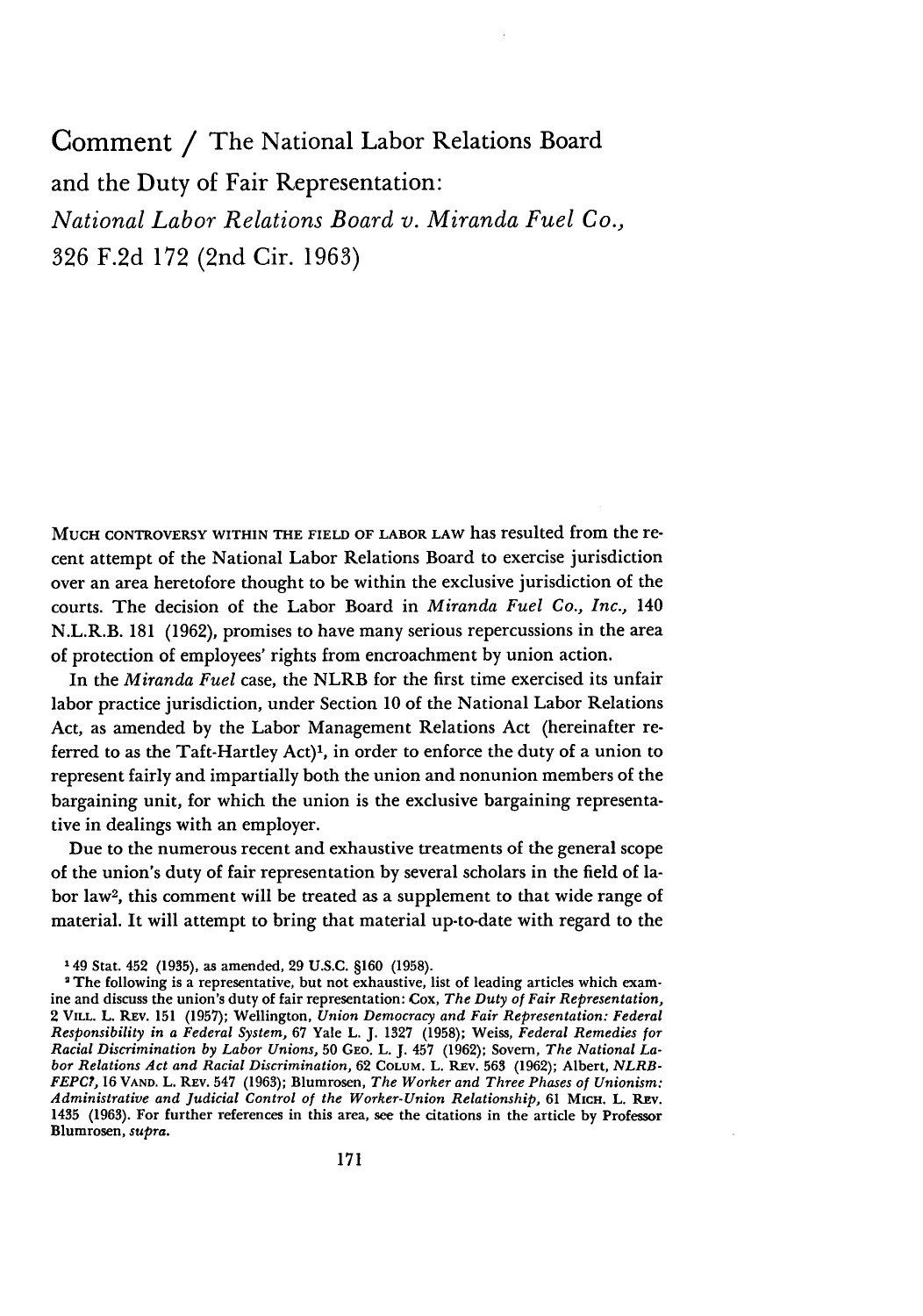# Comment / The National Labor Relations Board and the Duty of Fair Representation: *National Labor Relations Board v. Miranda Fuel Co.*, 326 F.2d 172 (2nd Cir. 1963)

MUCH CONTROVERSY WITHIN THE FIELD OF LABOR LAW has resulted from the recent attempt of the National Labor Relations Board to exercise jurisdiction over an area heretofore thought to be within the exclusive jurisdiction of the courts. The decision of the Labor Board in *Miranda Fuel Co., Inc.*, 140 N.L.R.B. 181 (1962), promises to have many serious repercussions in the area of protection of employees' rights from encroachment by union action.

In the *Miranda Fuel* case, the NLRB for the first time exercised its unfair labor practice jurisdiction, under Section 10 of the National Labor Relations Act, as amended by the Labor Management Relations Act (hereinafter referred to as the Taft-Hartley Act)[1], in order to enforce the duty of a union to represent fairly and impartially both the union and nonunion members of the bargaining unit, for which the union is the exclusive bargaining representative in dealings with an employer.

Due to the numerous recent and exhaustive treatments of the general scope of the union's duty of fair representation by several scholars in the field of labor law[2], this comment will be treated as a supplement to that wide range of material. It will attempt to bring that material up-to-date with regard to the

---

[1] 49 Stat. 452 (1935), as amended, 29 U.S.C. §160 (1958).

[2] The following is a representative, but not exhaustive, list of leading articles which examine and discuss the union's duty of fair representation: Cox, *The Duty of Fair Representation*, 2 VILL. L. REV. 151 (1957); Wellington, *Union Democracy and Fair Representation: Federal Responsibility in a Federal System*, 67 Yale L. J. 1327 (1958); Weiss, *Federal Remedies for Racial Discrimination by Labor Unions*, 50 GEO. L. J. 457 (1962); Sovern, *The National Labor Relations Act and Racial Discrimination*, 62 COLUM. L. REV. 563 (1962); Albert, *NLRB-FEPC?*, 16 VAND. L. REV. 547 (1963); Blumrosen, *The Worker and Three Phases of Unionism: Administrative and Judicial Control of the Worker-Union Relationship*, 61 MICH. L. REV. 1435 (1963). For further references in this area, see the citations in the article by Professor Blumrosen, *supra*.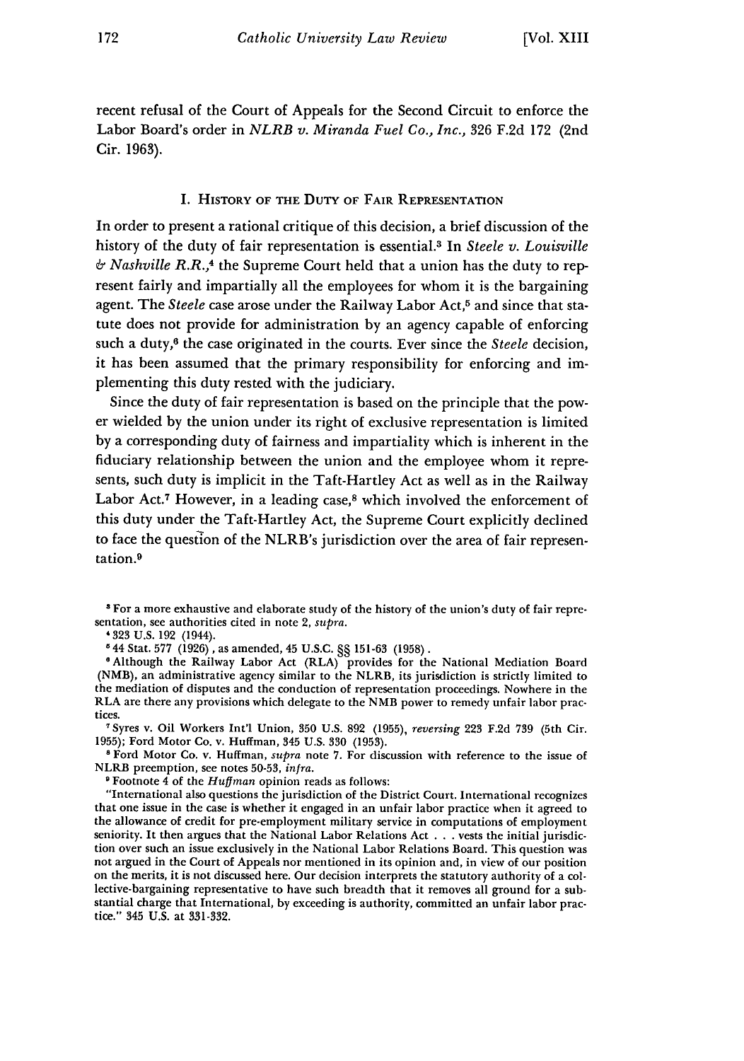recent refusal of the Court of Appeals for the Second Circuit to enforce the Labor Board's order in *NLRB v. Miranda Fuel Co., Inc.*, 326 F.2d 172 (2nd Cir. 1963).

## I. History of the Duty of Fair Representation

In order to present a rational critique of this decision, a brief discussion of the history of the duty of fair representation is essential.[3] In *Steele v. Louisville & Nashville R.R.*,[4] the Supreme Court held that a union has the duty to represent fairly and impartially all the employees for whom it is the bargaining agent. The *Steele* case arose under the Railway Labor Act,[5] and since that statute does not provide for administration by an agency capable of enforcing such a duty,[6] the case originated in the courts. Ever since the *Steele* decision, it has been assumed that the primary responsibility for enforcing and implementing this duty rested with the judiciary.

Since the duty of fair representation is based on the principle that the power wielded by the union under its right of exclusive representation is limited by a corresponding duty of fairness and impartiality which is inherent in the fiduciary relationship between the union and the employee whom it represents, such duty is implicit in the Taft-Hartley Act as well as in the Railway Labor Act.[7] However, in a leading case,[8] which involved the enforcement of this duty under the Taft-Hartley Act, the Supreme Court explicitly declined to face the question of the NLRB's jurisdiction over the area of fair representation.[9]

---

[3] For a more exhaustive and elaborate study of the history of the union's duty of fair representation, see authorities cited in note 2, *supra*.

[4] 323 U.S. 192 (1944).

[5] 44 Stat. 577 (1926), as amended, 45 U.S.C. §§ 151-63 (1958).

[6] Although the Railway Labor Act (RLA) provides for the National Mediation Board (NMB), an administrative agency similar to the NLRB, its jurisdiction is strictly limited to the mediation of disputes and the conduction of representation proceedings. Nowhere in the RLA are there any provisions which delegate to the NMB power to remedy unfair labor practices.

[7] Syres v. Oil Workers Int'l Union, 350 U.S. 892 (1955), *reversing* 223 F.2d 739 (5th Cir. 1955); Ford Motor Co. v. Huffman, 345 U.S. 330 (1953).

[8] Ford Motor Co. v. Huffman, *supra* note 7. For discussion with reference to the issue of NLRB preemption, see notes 50-53, *infra*.

[9] Footnote 4 of the *Huffman* opinion reads as follows:

"International also questions the jurisdiction of the District Court. International recognizes that one issue in the case is whether it engaged in an unfair labor practice when it agreed to the allowance of credit for pre-employment military service in computations of employment seniority. It then argues that the National Labor Relations Act . . . vests the initial jurisdiction over such an issue exclusively in the National Labor Relations Board. This question was not argued in the Court of Appeals nor mentioned in its opinion and, in view of our position on the merits, it is not discussed here. Our decision interprets the statutory authority of a collective-bargaining representative to have such breadth that it removes all ground for a substantial charge that International, by exceeding its authority, committed an unfair labor practice." 345 U.S. at 331-332.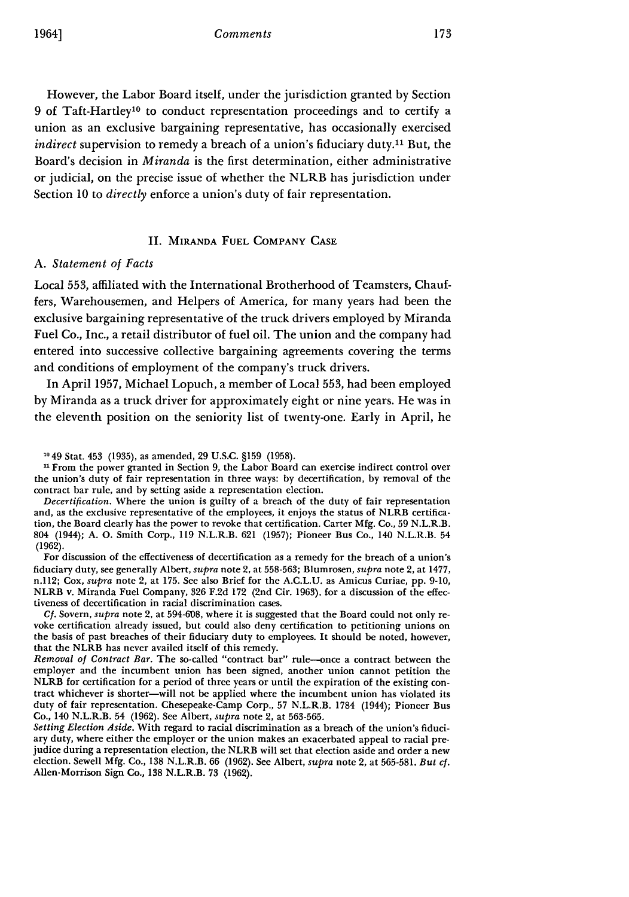However, the Labor Board itself, under the jurisdiction granted by Section 9 of Taft-Hartley[10] to conduct representation proceedings and to certify a union as an exclusive bargaining representative, has occasionally exercised *indirect* supervision to remedy a breach of a union's fiduciary duty.[11] But, the Board's decision in *Miranda* is the first determination, either administrative or judicial, on the precise issue of whether the NLRB has jurisdiction under Section 10 to *directly* enforce a union's duty of fair representation.

## II. MIRANDA FUEL COMPANY CASE

### A. *Statement of Facts*

Local 553, affiliated with the International Brotherhood of Teamsters, Chauffers, Warehousemen, and Helpers of America, for many years had been the exclusive bargaining representative of the truck drivers employed by Miranda Fuel Co., Inc., a retail distributor of fuel oil. The union and the company had entered into successive collective bargaining agreements covering the terms and conditions of employment of the company's truck drivers.

In April 1957, Michael Lopuch, a member of Local 553, had been employed by Miranda as a truck driver for approximately eight or nine years. He was in the eleventh position on the seniority list of twenty-one. Early in April, he

---

[10] 49 Stat. 453 (1935), as amended, 29 U.S.C. §159 (1958).

[11] From the power granted in Section 9, the Labor Board can exercise indirect control over the union's duty of fair representation in three ways: by decertification, by removal of the contract bar rule, and by setting aside a representation election.

*Decertification.* Where the union is guilty of a breach of the duty of fair representation and, as the exclusive representative of the employees, it enjoys the status of NLRB certification, the Board clearly has the power to revoke that certification. Carter Mfg. Co., 59 N.L.R.B. 804 (1944); A. O. Smith Corp., 119 N.L.R.B. 621 (1957); Pioneer Bus Co., 140 N.L.R.B. 54 (1962).

For discussion of the effectiveness of decertification as a remedy for the breach of a union's fiduciary duty, see generally Albert, *supra* note 2, at 558-563; Blumrosen, *supra* note 2, at 1477, n.112; Cox, *supra* note 2, at 175. See also Brief for the A.C.L.U. as Amicus Curiae, pp. 9-10, NLRB v. Miranda Fuel Company, 326 F.2d 172 (2nd Cir. 1963), for a discussion of the effectiveness of decertification in racial discrimination cases.

*Cf.* Sovern, *supra* note 2, at 594-608, where it is suggested that the Board could not only revoke certification already issued, but could also deny certification to petitioning unions on the basis of past breaches of their fiduciary duty to employees. It should be noted, however, that the NLRB has never availed itself of this remedy.

*Removal of Contract Bar.* The so-called "contract bar" rule—once a contract between the employer and the incumbent union has been signed, another union cannot petition the NLRB for certification for a period of three years or until the expiration of the existing contract whichever is shorter—will not be applied where the incumbent union has violated its duty of fair representation. Chesepeake-Camp Corp., 57 N.L.R.B. 1784 (1944); Pioneer Bus Co., 140 N.L.R.B. 54 (1962). See Albert, *supra* note 2, at 563-565.

*Setting Election Aside.* With regard to racial discrimination as a breach of the union's fiduciary duty, where either the employer or the union makes an exacerbated appeal to racial prejudice during a representation election, the NLRB will set that election aside and order a new election. Sewell Mfg. Co., 138 N.L.R.B. 66 (1962). See Albert, *supra* note 2, at 565-581. *But cf.* Allen-Morrison Sign Co., 138 N.L.R.B. 73 (1962).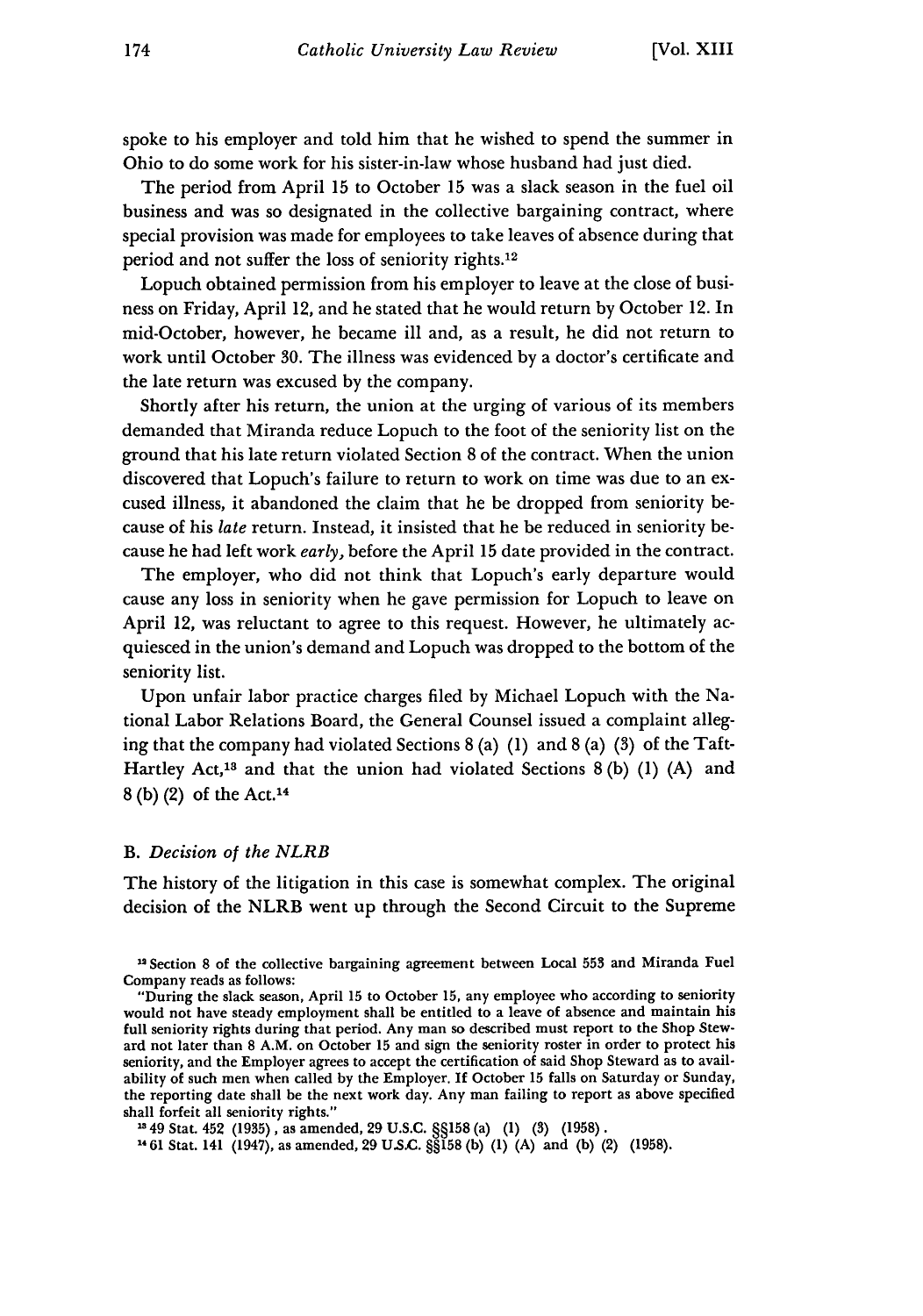spoke to his employer and told him that he wished to spend the summer in Ohio to do some work for his sister-in-law whose husband had just died.

The period from April 15 to October 15 was a slack season in the fuel oil business and was so designated in the collective bargaining contract, where special provision was made for employees to take leaves of absence during that period and not suffer the loss of seniority rights.[12]

Lopuch obtained permission from his employer to leave at the close of business on Friday, April 12, and he stated that he would return by October 12. In mid-October, however, he became ill and, as a result, he did not return to work until October 30. The illness was evidenced by a doctor's certificate and the late return was excused by the company.

Shortly after his return, the union at the urging of various of its members demanded that Miranda reduce Lopuch to the foot of the seniority list on the ground that his late return violated Section 8 of the contract. When the union discovered that Lopuch's failure to return to work on time was due to an excused illness, it abandoned the claim that he be dropped from seniority because of his *late* return. Instead, it insisted that he be reduced in seniority because he had left work *early*, before the April 15 date provided in the contract.

The employer, who did not think that Lopuch's early departure would cause any loss in seniority when he gave permission for Lopuch to leave on April 12, was reluctant to agree to this request. However, he ultimately acquiesced in the union's demand and Lopuch was dropped to the bottom of the seniority list.

Upon unfair labor practice charges filed by Michael Lopuch with the National Labor Relations Board, the General Counsel issued a complaint alleging that the company had violated Sections 8 (a) (1) and 8 (a) (3) of the Taft-Hartley Act,[13] and that the union had violated Sections 8 (b) (1) (A) and 8 (b) (2) of the Act.[14]

### B. *Decision of the NLRB*

The history of the litigation in this case is somewhat complex. The original decision of the NLRB went up through the Second Circuit to the Supreme

---

[12] Section 8 of the collective bargaining agreement between Local 553 and Miranda Fuel Company reads as follows:

"During the slack season, April 15 to October 15, any employee who according to seniority would not have steady employment shall be entitled to a leave of absence and maintain his full seniority rights during that period. Any man so described must report to the Shop Steward not later than 8 A.M. on October 15 and sign the seniority roster in order to protect his seniority, and the Employer agrees to accept the certification of said Shop Steward as to availability of such men when called by the Employer. If October 15 falls on Saturday or Sunday, the reporting date shall be the next work day. Any man failing to report as above specified shall forfeit all seniority rights."

[13] 49 Stat. 452 (1935), as amended, 29 U.S.C. §§158 (a) (1) (3) (1958).

[14] 61 Stat. 141 (1947), as amended, 29 U.S.C. §§158 (b) (1) (A) and (b) (2) (1958).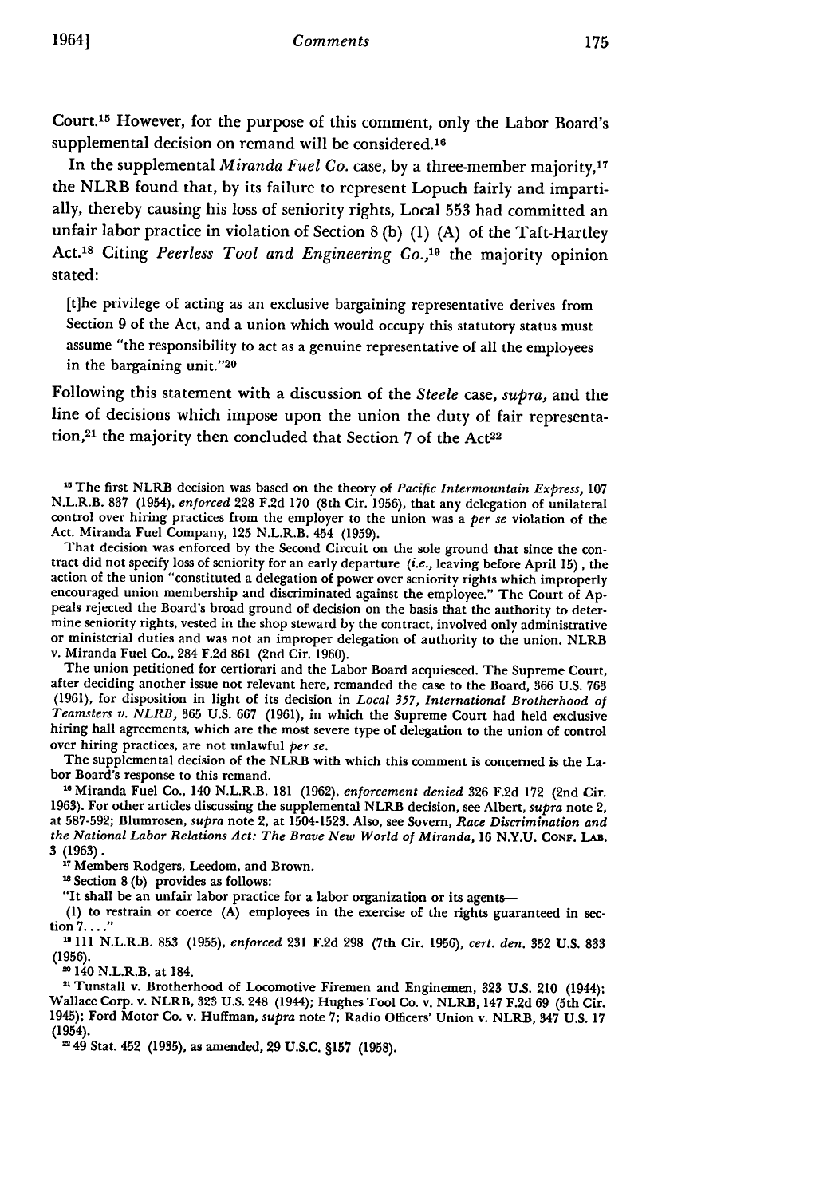Court.[15] However, for the purpose of this comment, only the Labor Board's supplemental decision on remand will be considered.[16]

In the supplemental *Miranda Fuel Co.* case, by a three-member majority,[17] the NLRB found that, by its failure to represent Lopuch fairly and impartially, thereby causing his loss of seniority rights, Local 553 had committed an unfair labor practice in violation of Section 8 (b) (1) (A) of the Taft-Hartley Act.[18] Citing *Peerless Tool and Engineering Co.*,[19] the majority opinion stated:

> [t]he privilege of acting as an exclusive bargaining representative derives from Section 9 of the Act, and a union which would occupy this statutory status must assume "the responsibility to act as a genuine representative of all the employees in the bargaining unit."[20]

Following this statement with a discussion of the *Steele* case, *supra*, and the line of decisions which impose upon the union the duty of fair representation,[21] the majority then concluded that Section 7 of the Act[22]

---

[15] The first NLRB decision was based on the theory of *Pacific Intermountain Express*, 107 N.L.R.B. 837 (1954), *enforced* 228 F.2d 170 (8th Cir. 1956), that any delegation of unilateral control over hiring practices from the employer to the union was a *per se* violation of the Act. Miranda Fuel Company, 125 N.L.R.B. 454 (1959).

That decision was enforced by the Second Circuit on the sole ground that since the contract did not specify loss of seniority for an early departure (*i.e.*, leaving before April 15), the action of the union "constituted a delegation of power over seniority rights which improperly encouraged union membership and discriminated against the employee." The Court of Appeals rejected the Board's broad ground of decision on the basis that the authority to determine seniority rights, vested in the shop steward by the contract, involved only administrative or ministerial duties and was not an improper delegation of authority to the union. NLRB v. Miranda Fuel Co., 284 F.2d 861 (2nd Cir. 1960).

The union petitioned for certiorari and the Labor Board acquiesced. The Supreme Court, after deciding another issue not relevant here, remanded the case to the Board, 366 U.S. 763 (1961), for disposition in light of its decision in *Local 357, International Brotherhood of Teamsters v. NLRB*, 365 U.S. 667 (1961), in which the Supreme Court had held exclusive hiring hall agreements, which are the most severe type of delegation to the union of control over hiring practices, are not unlawful *per se*.

The supplemental decision of the NLRB with which this comment is concerned is the Labor Board's response to this remand.

[16] Miranda Fuel Co., 140 N.L.R.B. 181 (1962), *enforcement denied* 326 F.2d 172 (2nd Cir. 1963). For other articles discussing the supplemental NLRB decision, see Albert, *supra* note 2, at 587-592; Blumrosen, *supra* note 2, at 1504-1523. Also, see Sovern, *Race Discrimination and the National Labor Relations Act: The Brave New World of Miranda*, 16 N.Y.U. CONF. LAB. 3 (1963).

[17] Members Rodgers, Leedom, and Brown.

[18] Section 8 (b) provides as follows:

"It shall be an unfair labor practice for a labor organization or its agents—

(1) to restrain or coerce (A) employees in the exercise of the rights guaranteed in section 7. . . ."

[19] 111 N.L.R.B. 853 (1955), *enforced* 231 F.2d 298 (7th Cir. 1956), *cert. den.* 352 U.S. 833 (1956).

[20] 140 N.L.R.B. at 184.

[21] Tunstall v. Brotherhood of Locomotive Firemen and Enginemen, 323 U.S. 210 (1944); Wallace Corp. v. NLRB, 323 U.S. 248 (1944); Hughes Tool Co. v. NLRB, 147 F.2d 69 (5th Cir. 1945); Ford Motor Co. v. Huffman, *supra* note 7; Radio Officers' Union v. NLRB, 347 U.S. 17 (1954).

[22] 49 Stat. 452 (1935), as amended, 29 U.S.C. §157 (1958).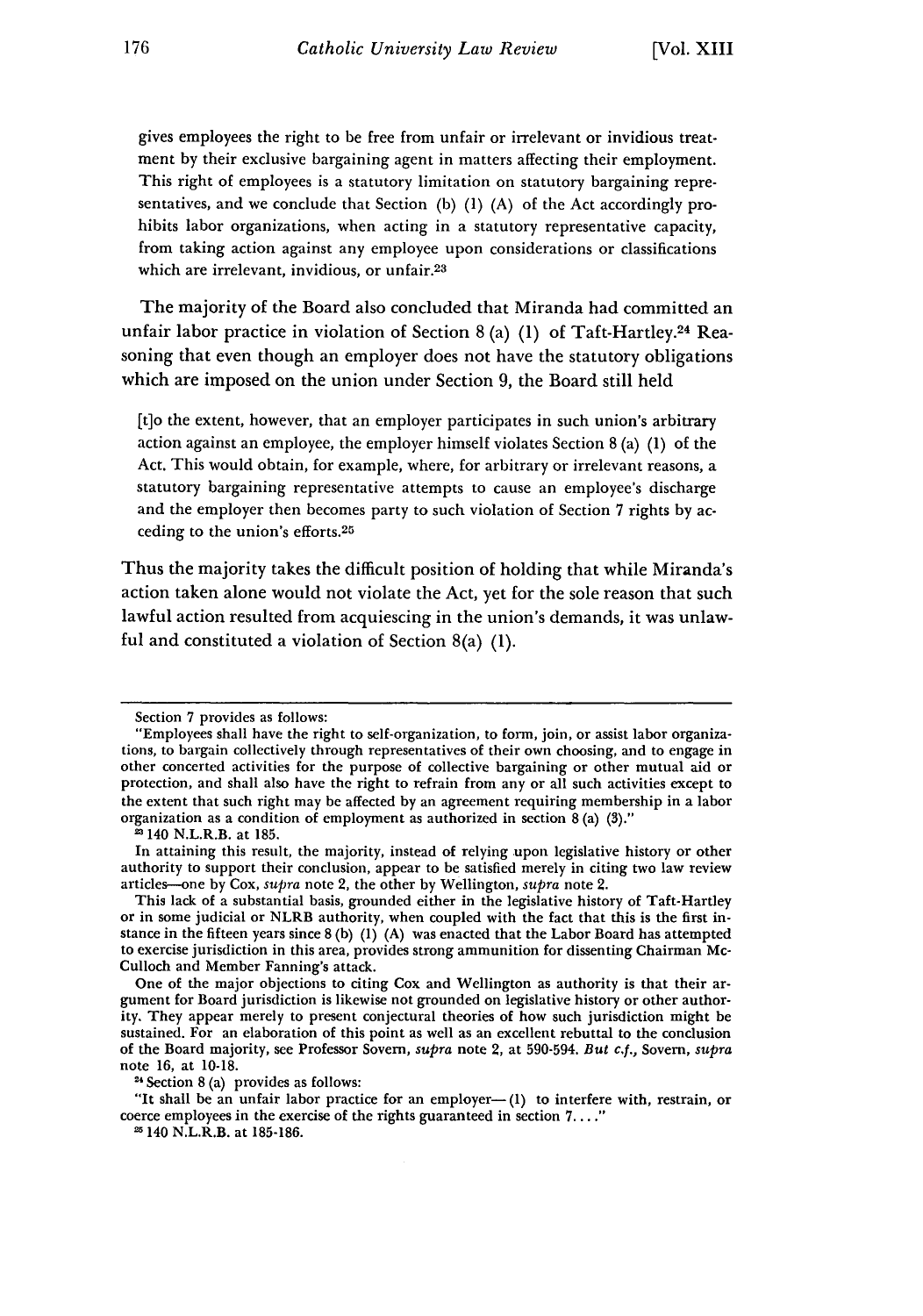gives employees the right to be free from unfair or irrelevant or invidious treatment by their exclusive bargaining agent in matters affecting their employment. This right of employees is a statutory limitation on statutory bargaining representatives, and we conclude that Section (b) (1) (A) of the Act accordingly prohibits labor organizations, when acting in a statutory representative capacity, from taking action against any employee upon considerations or classifications which are irrelevant, invidious, or unfair.[23]

The majority of the Board also concluded that Miranda had committed an unfair labor practice in violation of Section 8 (a) (1) of Taft-Hartley.[24] Reasoning that even though an employer does not have the statutory obligations which are imposed on the union under Section 9, the Board still held

> [t]o the extent, however, that an employer participates in such union's arbitrary action against an employee, the employer himself violates Section 8 (a) (1) of the Act. This would obtain, for example, where, for arbitrary or irrelevant reasons, a statutory bargaining representative attempts to cause an employee's discharge and the employer then becomes party to such violation of Section 7 rights by acceding to the union's efforts.[25]

Thus the majority takes the difficult position of holding that while Miranda's action taken alone would not violate the Act, yet for the sole reason that such lawful action resulted from acquiescing in the union's demands, it was unlawful and constituted a violation of Section 8(a) (1).

---

Section 7 provides as follows:

"Employees shall have the right to self-organization, to form, join, or assist labor organizations, to bargain collectively through representatives of their own choosing, and to engage in other concerted activities for the purpose of collective bargaining or other mutual aid or protection, and shall also have the right to refrain from any or all such activities except to the extent that such right may be affected by an agreement requiring membership in a labor organization as a condition of employment as authorized in section 8 (a) (3)."

[23] 140 N.L.R.B. at 185.

In attaining this result, the majority, instead of relying upon legislative history or other authority to support their conclusion, appear to be satisfied merely in citing two law review articles—one by Cox, *supra* note 2, the other by Wellington, *supra* note 2.

This lack of a substantial basis, grounded either in the legislative history of Taft-Hartley or in some judicial or NLRB authority, when coupled with the fact that this is the first instance in the fifteen years since 8 (b) (1) (A) was enacted that the Labor Board has attempted to exercise jurisdiction in this area, provides strong ammunition for dissenting Chairman McCulloch and Member Fanning's attack.

One of the major objections to citing Cox and Wellington as authority is that their argument for Board jurisdiction is likewise not grounded on legislative history or other authority. They appear merely to present conjectural theories of how such jurisdiction might be sustained. For an elaboration of this point as well as an excellent rebuttal to the conclusion of the Board majority, see Professor Sovern, *supra* note 2, at 590-594. *But c.f.*, Sovern, *supra* note 16, at 10-18.

[24] Section 8 (a) provides as follows:

"It shall be an unfair labor practice for an employer— (1) to interfere with, restrain, or coerce employees in the exercise of the rights guaranteed in section 7. . . ."

[25] 140 N.L.R.B. at 185-186.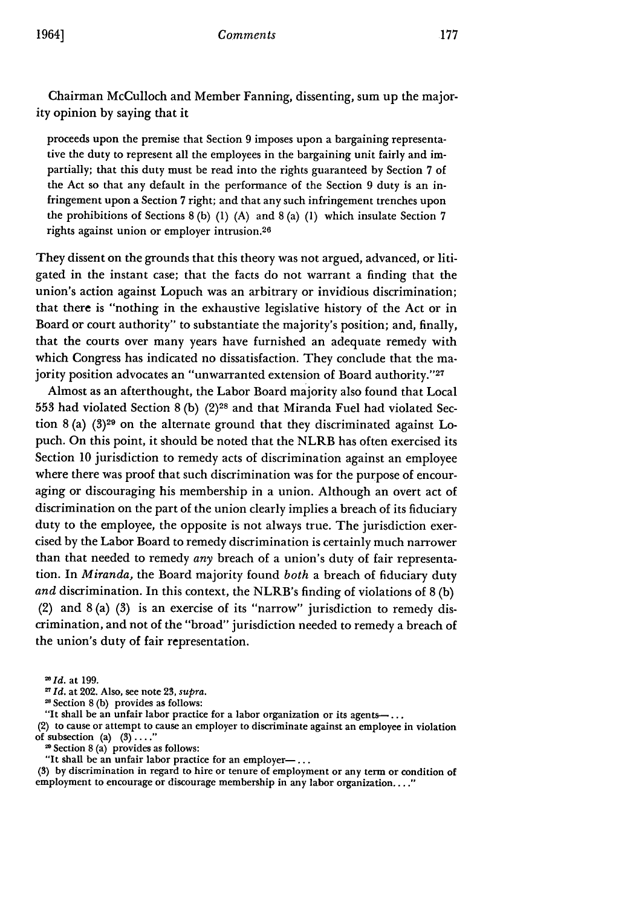Chairman McCulloch and Member Fanning, dissenting, sum up the majority opinion by saying that it

> proceeds upon the premise that Section 9 imposes upon a bargaining representative the duty to represent all the employees in the bargaining unit fairly and impartially; that this duty must be read into the rights guaranteed by Section 7 of the Act so that any default in the performance of the Section 9 duty is an infringement upon a Section 7 right; and that any such infringement trenches upon the prohibitions of Sections 8 (b) (1) (A) and 8 (a) (1) which insulate Section 7 rights against union or employer intrusion.[26]

They dissent on the grounds that this theory was not argued, advanced, or litigated in the instant case; that the facts do not warrant a finding that the union's action against Lopuch was an arbitrary or invidious discrimination; that there is "nothing in the exhaustive legislative history of the Act or in Board or court authority" to substantiate the majority's position; and, finally, that the courts over many years have furnished an adequate remedy with which Congress has indicated no dissatisfaction. They conclude that the majority position advocates an "unwarranted extension of Board authority."[27]

Almost as an afterthought, the Labor Board majority also found that Local 553 had violated Section 8 (b) (2)[28] and that Miranda Fuel had violated Section 8 (a) (3)[29] on the alternate ground that they discriminated against Lopuch. On this point, it should be noted that the NLRB has often exercised its Section 10 jurisdiction to remedy acts of discrimination against an employee where there was proof that such discrimination was for the purpose of encouraging or discouraging his membership in a union. Although an overt act of discrimination on the part of the union clearly implies a breach of its fiduciary duty to the employee, the opposite is not always true. The jurisdiction exercised by the Labor Board to remedy discrimination is certainly much narrower than that needed to remedy *any* breach of a union's duty of fair representation. In *Miranda*, the Board majority found *both* a breach of fiduciary duty *and* discrimination. In this context, the NLRB's finding of violations of 8 (b) (2) and 8 (a) (3) is an exercise of its "narrow" jurisdiction to remedy discrimination, and not of the "broad" jurisdiction needed to remedy a breach of the union's duty of fair representation.

---

[26] *Id.* at 199.

[27] *Id.* at 202. Also, see note 23, *supra*.

[28] Section 8 (b) provides as follows:

"It shall be an unfair labor practice for a labor organization or its agents— . . .

(2) to cause or attempt to cause an employer to discriminate against an employee in violation of subsection (a) (3) . . . ."

[29] Section 8 (a) provides as follows:

"It shall be an unfair labor practice for an employer— . . .

(3) by discrimination in regard to hire or tenure of employment or any term or condition of employment to encourage or discourage membership in any labor organization. . . ."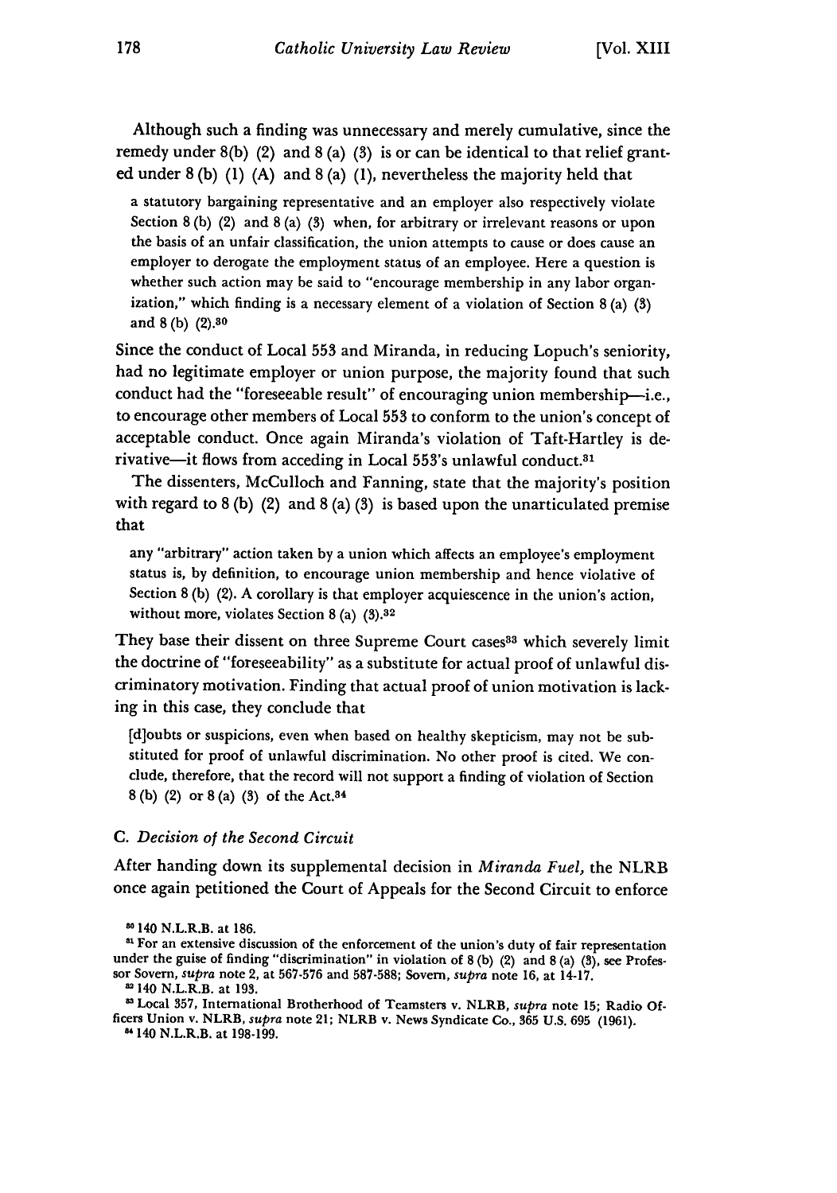Although such a finding was unnecessary and merely cumulative, since the remedy under 8(b) (2) and 8 (a) (3) is or can be identical to that relief granted under 8 (b) (1) (A) and 8 (a) (1), nevertheless the majority held that

> a statutory bargaining representative and an employer also respectively violate Section 8 (b) (2) and 8 (a) (3) when, for arbitrary or irrelevant reasons or upon the basis of an unfair classification, the union attempts to cause or does cause an employer to derogate the employment status of an employee. Here a question is whether such action may be said to "encourage membership in any labor organization," which finding is a necessary element of a violation of Section 8 (a) (3) and 8 (b) (2).[30]

Since the conduct of Local 553 and Miranda, in reducing Lopuch's seniority, had no legitimate employer or union purpose, the majority found that such conduct had the "foreseeable result" of encouraging union membership—i.e., to encourage other members of Local 553 to conform to the union's concept of acceptable conduct. Once again Miranda's violation of Taft-Hartley is derivative—it flows from acceding in Local 553's unlawful conduct.[31]

The dissenters, McCulloch and Fanning, state that the majority's position with regard to 8 (b) (2) and 8 (a) (3) is based upon the unarticulated premise that

> any "arbitrary" action taken by a union which affects an employee's employment status is, by definition, to encourage union membership and hence violative of Section 8 (b) (2). A corollary is that employer acquiescence in the union's action, without more, violates Section 8 (a) (3).[32]

They base their dissent on three Supreme Court cases[33] which severely limit the doctrine of "foreseeability" as a substitute for actual proof of unlawful discriminatory motivation. Finding that actual proof of union motivation is lacking in this case, they conclude that

> [d]oubts or suspicions, even when based on healthy skepticism, may not be substituted for proof of unlawful discrimination. No other proof is cited. We conclude, therefore, that the record will not support a finding of violation of Section 8 (b) (2) or 8 (a) (3) of the Act.[34]

### C. Decision of the Second Circuit

After handing down its supplemental decision in *Miranda Fuel*, the NLRB once again petitioned the Court of Appeals for the Second Circuit to enforce

---

[30] 140 N.L.R.B. at 186.

[31] For an extensive discussion of the enforcement of the union's duty of fair representation under the guise of finding "discrimination" in violation of 8 (b) (2) and 8 (a) (3), see Professor Sovern, *supra* note 2, at 567-576 and 587-588; Sovern, *supra* note 16, at 14-17.

[32] 140 N.L.R.B. at 193.

[33] Local 357, International Brotherhood of Teamsters v. NLRB, *supra* note 15; Radio Officers Union v. NLRB, *supra* note 21; NLRB v. News Syndicate Co., 365 U.S. 695 (1961).

[34] 140 N.L.R.B. at 198-199.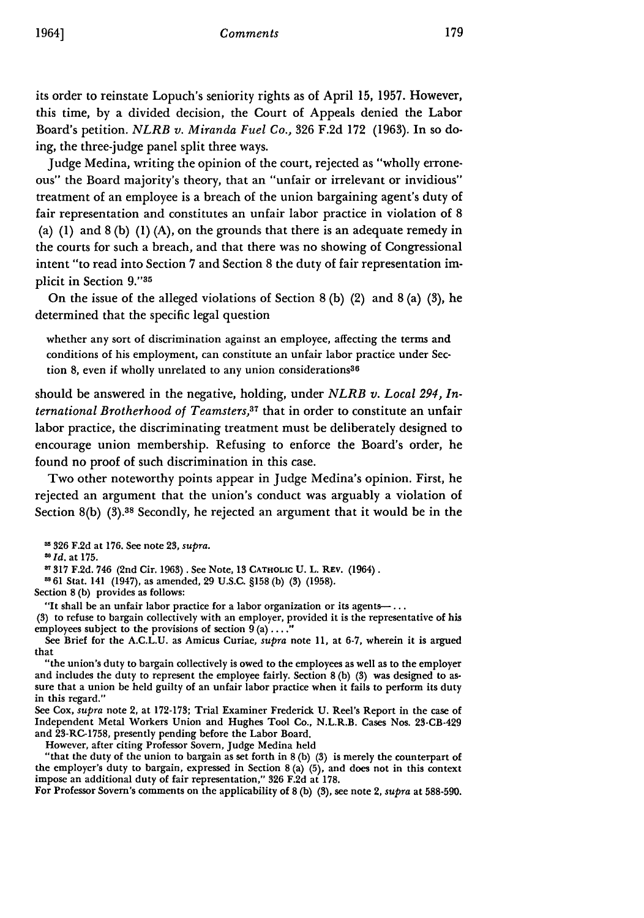its order to reinstate Lopuch's seniority rights as of April 15, 1957. However, this time, by a divided decision, the Court of Appeals denied the Labor Board's petition. *NLRB v. Miranda Fuel Co.*, 326 F.2d 172 (1963). In so doing, the three-judge panel split three ways.

Judge Medina, writing the opinion of the court, rejected as "wholly erroneous" the Board majority's theory, that an "unfair or irrelevant or invidious" treatment of an employee is a breach of the union bargaining agent's duty of fair representation and constitutes an unfair labor practice in violation of 8 (a) (1) and 8 (b) (1) (A), on the grounds that there is an adequate remedy in the courts for such a breach, and that there was no showing of Congressional intent "to read into Section 7 and Section 8 the duty of fair representation implicit in Section 9."[35]

On the issue of the alleged violations of Section 8 (b) (2) and 8 (a) (3), he determined that the specific legal question

> whether any sort of discrimination against an employee, affecting the terms and conditions of his employment, can constitute an unfair labor practice under Section 8, even if wholly unrelated to any union considerations[36]

should be answered in the negative, holding, under *NLRB v. Local 294, International Brotherhood of Teamsters*,[37] that in order to constitute an unfair labor practice, the discriminating treatment must be deliberately designed to encourage union membership. Refusing to enforce the Board's order, he found no proof of such discrimination in this case.

Two other noteworthy points appear in Judge Medina's opinion. First, he rejected an argument that the union's conduct was arguably a violation of Section 8(b) (3).[38] Secondly, he rejected an argument that it would be in the

---

[35] 326 F.2d at 176. See note 23, *supra*.

[36] *Id.* at 175.

[37] 317 F.2d. 746 (2nd Cir. 1963). See Note, 13 CATHOLIC U. L. REV. (1964).

[38] 61 Stat. 141 (1947), as amended, 29 U.S.C. §158 (b) (3) (1958).

Section 8 (b) provides as follows:

"It shall be an unfair labor practice for a labor organization or its agents— . . .

(3) to refuse to bargain collectively with an employer, provided it is the representative of his employees subject to the provisions of section 9 (a) . . . ."

See Brief for the A.C.L.U. as Amicus Curiae, *supra* note 11, at 6-7, wherein it is argued that

"the union's duty to bargain collectively is owed to the employees as well as to the employer and includes the duty to represent the employee fairly. Section 8 (b) (3) was designed to assure that a union be held guilty of an unfair labor practice when it fails to perform its duty in this regard."

See Cox, *supra* note 2, at 172-173; Trial Examiner Frederick U. Reel's Report in the case of Independent Metal Workers Union and Hughes Tool Co., N.L.R.B. Cases Nos. 23-CB-429 and 23-RC-1758, presently pending before the Labor Board.

However, after citing Professor Sovern, Judge Medina held

"that the duty of the union to bargain as set forth in 8 (b) (3) is merely the counterpart of the employer's duty to bargain, expressed in Section 8 (a) (5), and does not in this context impose an additional duty of fair representation," 326 F.2d at 178.

For Professor Sovern's comments on the applicability of 8 (b) (3), see note 2, *supra* at 588-590.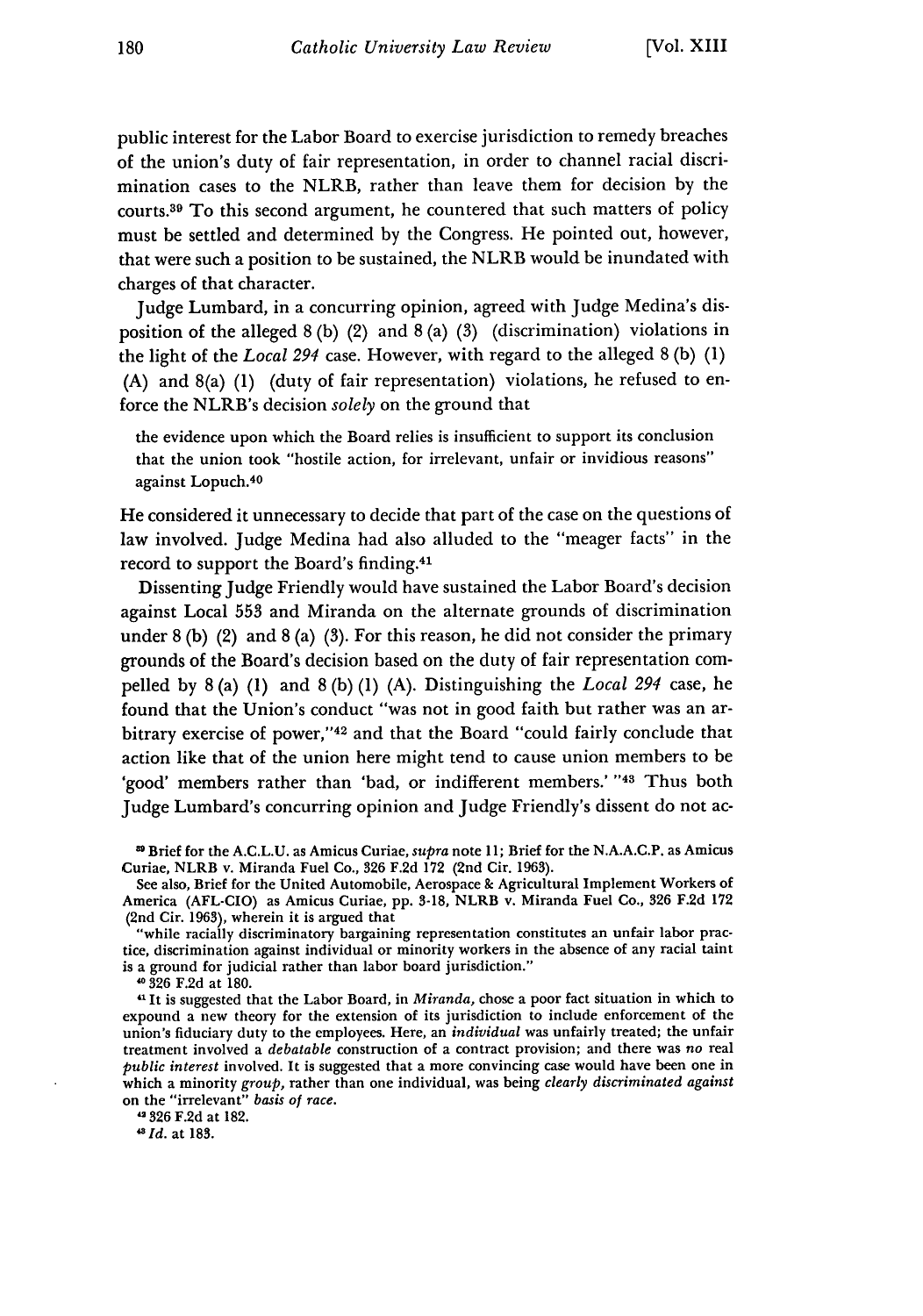public interest for the Labor Board to exercise jurisdiction to remedy breaches of the union's duty of fair representation, in order to channel racial discrimination cases to the NLRB, rather than leave them for decision by the courts.[39] To this second argument, he countered that such matters of policy must be settled and determined by the Congress. He pointed out, however, that were such a position to be sustained, the NLRB would be inundated with charges of that character.

Judge Lumbard, in a concurring opinion, agreed with Judge Medina's disposition of the alleged 8 (b) (2) and 8 (a) (3) (discrimination) violations in the light of the *Local 294* case. However, with regard to the alleged 8 (b) (1) (A) and 8(a) (1) (duty of fair representation) violations, he refused to enforce the NLRB's decision *solely* on the ground that

> the evidence upon which the Board relies is insufficient to support its conclusion that the union took "hostile action, for irrelevant, unfair or invidious reasons" against Lopuch.[40]

He considered it unnecessary to decide that part of the case on the questions of law involved. Judge Medina had also alluded to the "meager facts" in the record to support the Board's finding.[41]

Dissenting Judge Friendly would have sustained the Labor Board's decision against Local 553 and Miranda on the alternate grounds of discrimination under 8 (b) (2) and 8 (a) (3). For this reason, he did not consider the primary grounds of the Board's decision based on the duty of fair representation compelled by 8 (a) (1) and 8 (b) (1) (A). Distinguishing the *Local 294* case, he found that the Union's conduct "was not in good faith but rather was an arbitrary exercise of power,"[42] and that the Board "could fairly conclude that action like that of the union here might tend to cause union members to be 'good' members rather than 'bad, or indifferent members.' "[43] Thus both Judge Lumbard's concurring opinion and Judge Friendly's dissent do not ac-

---

[39] Brief for the A.C.L.U. as Amicus Curiae, *supra* note 11; Brief for the N.A.A.C.P. as Amicus Curiae, NLRB v. Miranda Fuel Co., 326 F.2d 172 (2nd Cir. 1963).

See also, Brief for the United Automobile, Aerospace & Agricultural Implement Workers of America (AFL-CIO) as Amicus Curiae, pp. 3-18, NLRB v. Miranda Fuel Co., 326 F.2d 172 (2nd Cir. 1963), wherein it is argued that

"while racially discriminatory bargaining representation constitutes an unfair labor practice, discrimination against individual or minority workers in the absence of any racial taint is a ground for judicial rather than labor board jurisdiction."

[40] 326 F.2d at 180.

[41] It is suggested that the Labor Board, in *Miranda*, chose a poor fact situation in which to expound a new theory for the extension of its jurisdiction to include enforcement of the union's fiduciary duty to the employees. Here, an *individual* was unfairly treated; the unfair treatment involved a *debatable* construction of a contract provision; and there was *no* real *public interest* involved. It is suggested that a more convincing case would have been one in which a minority *group*, rather than one individual, was being *clearly discriminated against* on the "irrelevant" *basis of race.*

[42] 326 F.2d at 182.

[43] *Id.* at 183.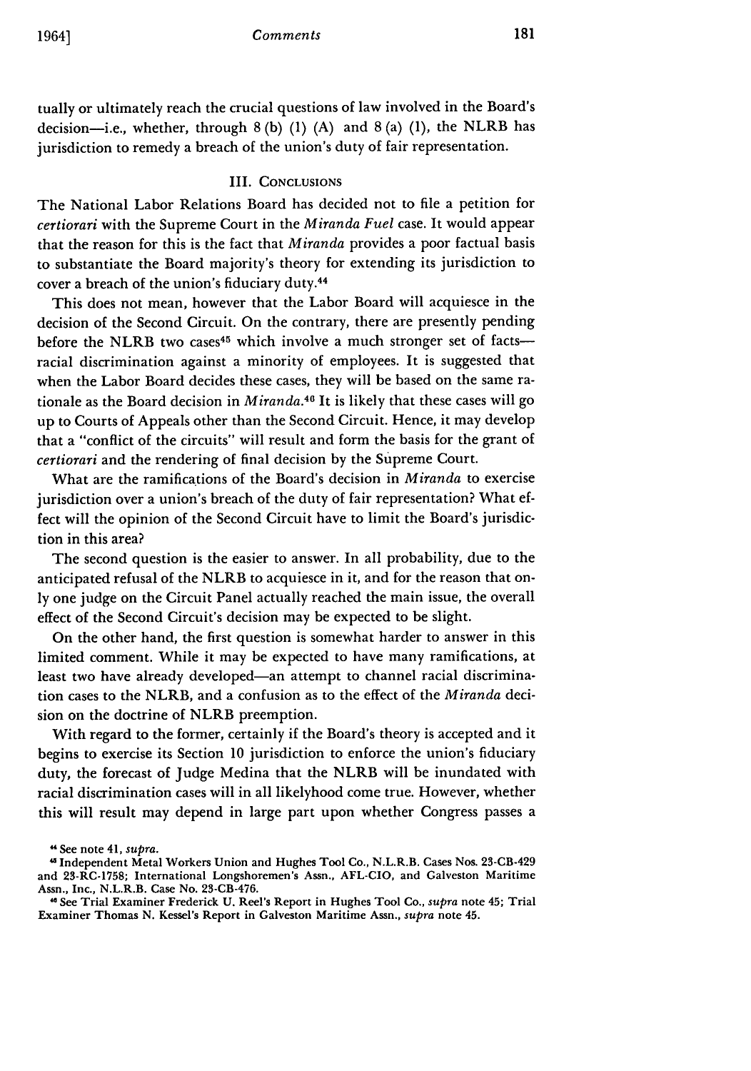tually or ultimately reach the crucial questions of law involved in the Board's decision—i.e., whether, through 8 (b) (1) (A) and 8 (a) (1), the NLRB has jurisdiction to remedy a breach of the union's duty of fair representation.

### III. Conclusions

The National Labor Relations Board has decided not to file a petition for *certiorari* with the Supreme Court in the *Miranda Fuel* case. It would appear that the reason for this is the fact that *Miranda* provides a poor factual basis to substantiate the Board majority's theory for extending its jurisdiction to cover a breach of the union's fiduciary duty.[44]

This does not mean, however that the Labor Board will acquiesce in the decision of the Second Circuit. On the contrary, there are presently pending before the NLRB two cases[45] which involve a much stronger set of facts—racial discrimination against a minority of employees. It is suggested that when the Labor Board decides these cases, they will be based on the same rationale as the Board decision in *Miranda*.[46] It is likely that these cases will go up to Courts of Appeals other than the Second Circuit. Hence, it may develop that a "conflict of the circuits" will result and form the basis for the grant of *certiorari* and the rendering of final decision by the Supreme Court.

What are the ramifications of the Board's decision in *Miranda* to exercise jurisdiction over a union's breach of the duty of fair representation? What effect will the opinion of the Second Circuit have to limit the Board's jurisdiction in this area?

The second question is the easier to answer. In all probability, due to the anticipated refusal of the NLRB to acquiesce in it, and for the reason that only one judge on the Circuit Panel actually reached the main issue, the overall effect of the Second Circuit's decision may be expected to be slight.

On the other hand, the first question is somewhat harder to answer in this limited comment. While it may be expected to have many ramifications, at least two have already developed—an attempt to channel racial discrimination cases to the NLRB, and a confusion as to the effect of the *Miranda* decision on the doctrine of NLRB preemption.

With regard to the former, certainly if the Board's theory is accepted and it begins to exercise its Section 10 jurisdiction to enforce the union's fiduciary duty, the forecast of Judge Medina that the NLRB will be inundated with racial discrimination cases will in all likelyhood come true. However, whether this will result may depend in large part upon whether Congress passes a

---

[44] See note 41, *supra*.

[45] Independent Metal Workers Union and Hughes Tool Co., N.L.R.B. Cases Nos. 23-CB-429 and 23-RC-1758; International Longshoremen's Assn., AFL-CIO, and Galveston Maritime Assn., Inc., N.L.R.B. Case No. 23-CB-476.

[46] See Trial Examiner Frederick U. Reel's Report in Hughes Tool Co., *supra* note 45; Trial Examiner Thomas N. Kessel's Report in Galveston Maritime Assn., *supra* note 45.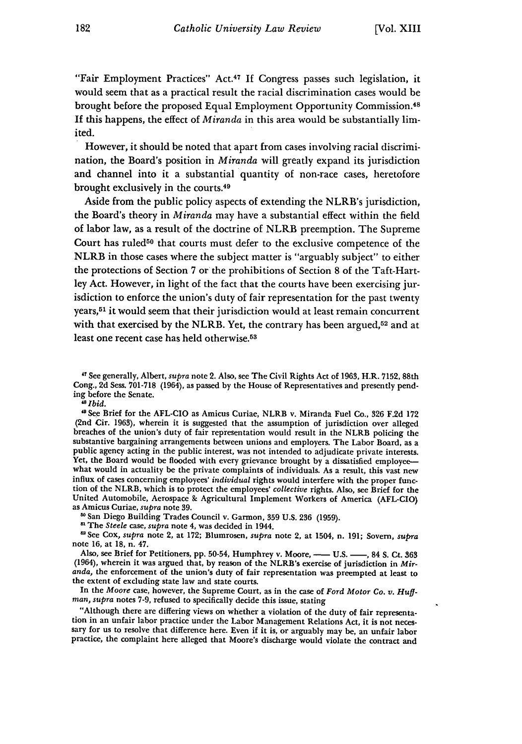"Fair Employment Practices" Act.[47] If Congress passes such legislation, it would seem that as a practical result the racial discrimination cases would be brought before the proposed Equal Employment Opportunity Commission.[48] If this happens, the effect of *Miranda* in this area would be substantially limited.

However, it should be noted that apart from cases involving racial discrimination, the Board's position in *Miranda* will greatly expand its jurisdiction and channel into it a substantial quantity of non-race cases, heretofore brought exclusively in the courts.[49]

Aside from the public policy aspects of extending the NLRB's jurisdiction, the Board's theory in *Miranda* may have a substantial effect within the field of labor law, as a result of the doctrine of NLRB preemption. The Supreme Court has ruled[50] that courts must defer to the exclusive competence of the NLRB in those cases where the subject matter is "arguably subject" to either the protections of Section 7 or the prohibitions of Section 8 of the Taft-Hartley Act. However, in light of the fact that the courts have been exercising jurisdiction to enforce the union's duty of fair representation for the past twenty years,[51] it would seem that their jurisdiction would at least remain concurrent with that exercised by the NLRB. Yet, the contrary has been argued,[52] and at least one recent case has held otherwise.[53]

---

[47] See generally, Albert, *supra* note 2. Also, see The Civil Rights Act of 1963, H.R. 7152, 88th Cong., 2d Sess. 701-718 (1964), as passed by the House of Representatives and presently pending before the Senate.

[48] *Ibid.*

[49] See Brief for the AFL-CIO as Amicus Curiae, NLRB v. Miranda Fuel Co., 326 F.2d 172 (2nd Cir. 1963), wherein it is suggested that the assumption of jurisdiction over alleged breaches of the union's duty of fair representation would result in the NLRB policing the substantive bargaining arrangements between unions and employers. The Labor Board, as a public agency acting in the public interest, was not intended to adjudicate private interests. Yet, the Board would be flooded with every grievance brought by a dissatisfied employee—what would in actuality be the private complaints of individuals. As a result, this vast new influx of cases concerning employees' *individual* rights would interfere with the proper function of the NLRB, which is to protect the employees' *collective* rights. Also, see Brief for the United Automobile, Aerospace & Agricultural Implement Workers of America (AFL-CIO) as Amicus Curiae, *supra* note 39.

[50] San Diego Building Trades Council v. Garmon, 359 U.S. 236 (1959).

[51] The *Steele* case, *supra* note 4, was decided in 1944.

[52] See Cox, *supra* note 2, at 172; Blumrosen, *supra* note 2, at 1504, n. 191; Sovern, *supra* note 16, at 18, n. 47.

Also, see Brief for Petitioners, pp. 50-54, Humphrey v. Moore, —— U.S. ——, 84 S. Ct. 363 (1964), wherein it was argued that, by reason of the NLRB's exercise of jurisdiction in *Miranda*, the enforcement of the union's duty of fair representation was preempted at least to the extent of excluding state law and state courts.

In the *Moore* case, however, the Supreme Court, as in the case of *Ford Motor Co. v. Huffman*, *supra* notes 7-9, refused to specifically decide this issue, stating

"Although there are differing views on whether a violation of the duty of fair representation in an unfair labor practice under the Labor Management Relations Act, it is not necessary for us to resolve that difference here. Even if it is, or arguably may be, an unfair labor practice, the complaint here alleged that Moore's discharge would violate the contract and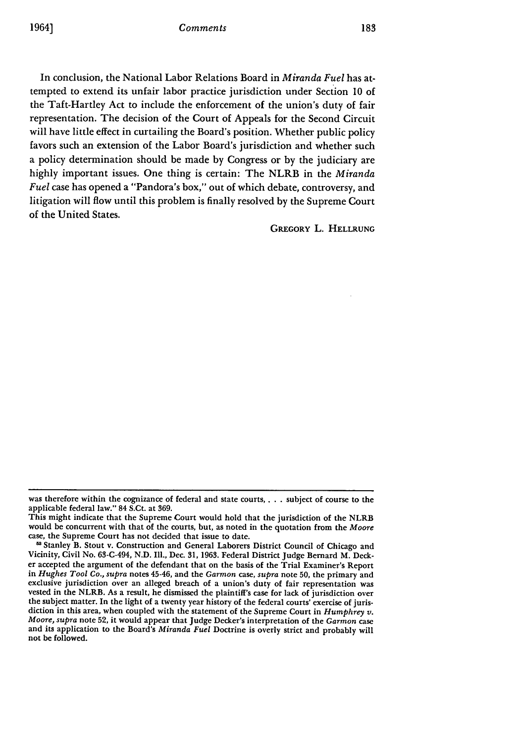In conclusion, the National Labor Relations Board in *Miranda Fuel* has attempted to extend its unfair labor practice jurisdiction under Section 10 of the Taft-Hartley Act to include the enforcement of the union's duty of fair representation. The decision of the Court of Appeals for the Second Circuit will have little effect in curtailing the Board's position. Whether public policy favors such an extension of the Labor Board's jurisdiction and whether such a policy determination should be made by Congress or by the judiciary are highly important issues. One thing is certain: The NLRB in the *Miranda Fuel* case has opened a "Pandora's box," out of which debate, controversy, and litigation will flow until this problem is finally resolved by the Supreme Court of the United States.

GREGORY L. HELLRUNG

---

was therefore within the cognizance of federal and state courts, . . . subject of course to the applicable federal law." 84 S.Ct. at 369.

This might indicate that the Supreme Court would hold that the jurisdiction of the NLRB would be concurrent with that of the courts, but, as noted in the quotation from the *Moore* case, the Supreme Court has not decided that issue to date.

[53] Stanley B. Stout v. Construction and General Laborers District Council of Chicago and Vicinity, Civil No. 63-C-494, N.D. Ill., Dec. 31, 1963. Federal District Judge Bernard M. Decker accepted the argument of the defendant that on the basis of the Trial Examiner's Report in *Hughes Tool Co., supra* notes 45-46, and the *Garmon* case, *supra* note 50, the primary and exclusive jurisdiction over an alleged breach of a union's duty of fair representation was vested in the NLRB. As a result, he dismissed the plaintiff's case for lack of jurisdiction over the subject matter. In the light of a twenty year history of the federal courts' exercise of jurisdiction in this area, when coupled with the statement of the Supreme Court in *Humphrey v. Moore, supra* note 52, it would appear that Judge Decker's interpretation of the *Garmon* case and its application to the Board's *Miranda Fuel* Doctrine is overly strict and probably will not be followed.